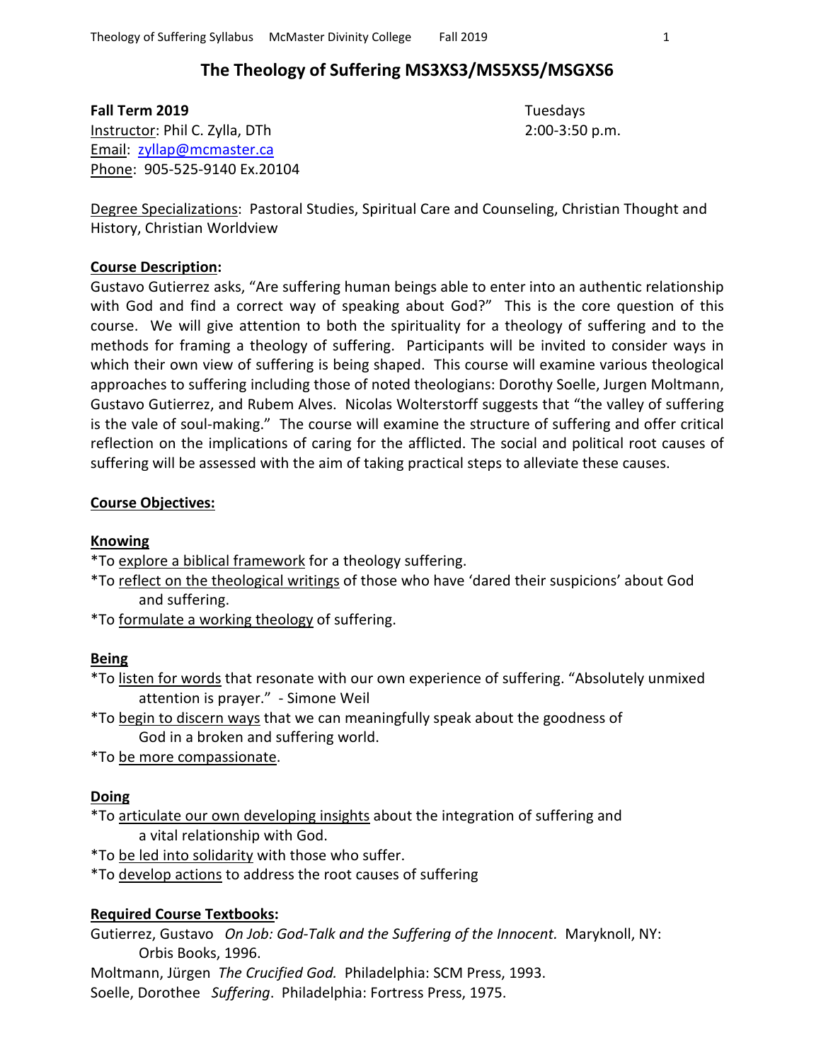# The Theology of Suffering MS3XS3/MS5XS5/MSGXS6

**Fall Term 2019**  
Tuesdays  
2:00-3:50 p.m.

Instructor: Phil C. Zylla, DTh  
Email: zyllap@mcmaster.ca  
Phone: 905-525-9140 Ex.20104

Degree Specializations: Pastoral Studies, Spiritual Care and Counseling, Christian Thought and History, Christian Worldview

## Course Description:

Gustavo Gutierrez asks, "Are suffering human beings able to enter into an authentic relationship with God and find a correct way of speaking about God?" This is the core question of this course. We will give attention to both the spirituality for a theology of suffering and to the methods for framing a theology of suffering. Participants will be invited to consider ways in which their own view of suffering is being shaped. This course will examine various theological approaches to suffering including those of noted theologians: Dorothy Soelle, Jurgen Moltmann, Gustavo Gutierrez, and Rubem Alves. Nicolas Wolterstorff suggests that "the valley of suffering is the vale of soul-making." The course will examine the structure of suffering and offer critical reflection on the implications of caring for the afflicted. The social and political root causes of suffering will be assessed with the aim of taking practical steps to alleviate these causes.

## Course Objectives:

### Knowing

*To explore a biblical framework for a theology suffering.  
*To reflect on the theological writings of those who have 'dared their suspicions' about God and suffering.  
*To formulate a working theology of suffering.

### Being

*To listen for words that resonate with our own experience of suffering. "Absolutely unmixed attention is prayer." - Simone Weil  
*To begin to discern ways that we can meaningfully speak about the goodness of God in a broken and suffering world.  
*To be more compassionate.

### Doing

*To articulate our own developing insights about the integration of suffering and a vital relationship with God.  
*To be led into solidarity with those who suffer.  
*To develop actions to address the root causes of suffering

## Required Course Textbooks:

Gutierrez, Gustavo *On Job: God-Talk and the Suffering of the Innocent.* Maryknoll, NY: Orbis Books, 1996.  
Moltmann, Jürgen *The Crucified God.* Philadelphia: SCM Press, 1993.  
Soelle, Dorothee *Suffering*. Philadelphia: Fortress Press, 1975.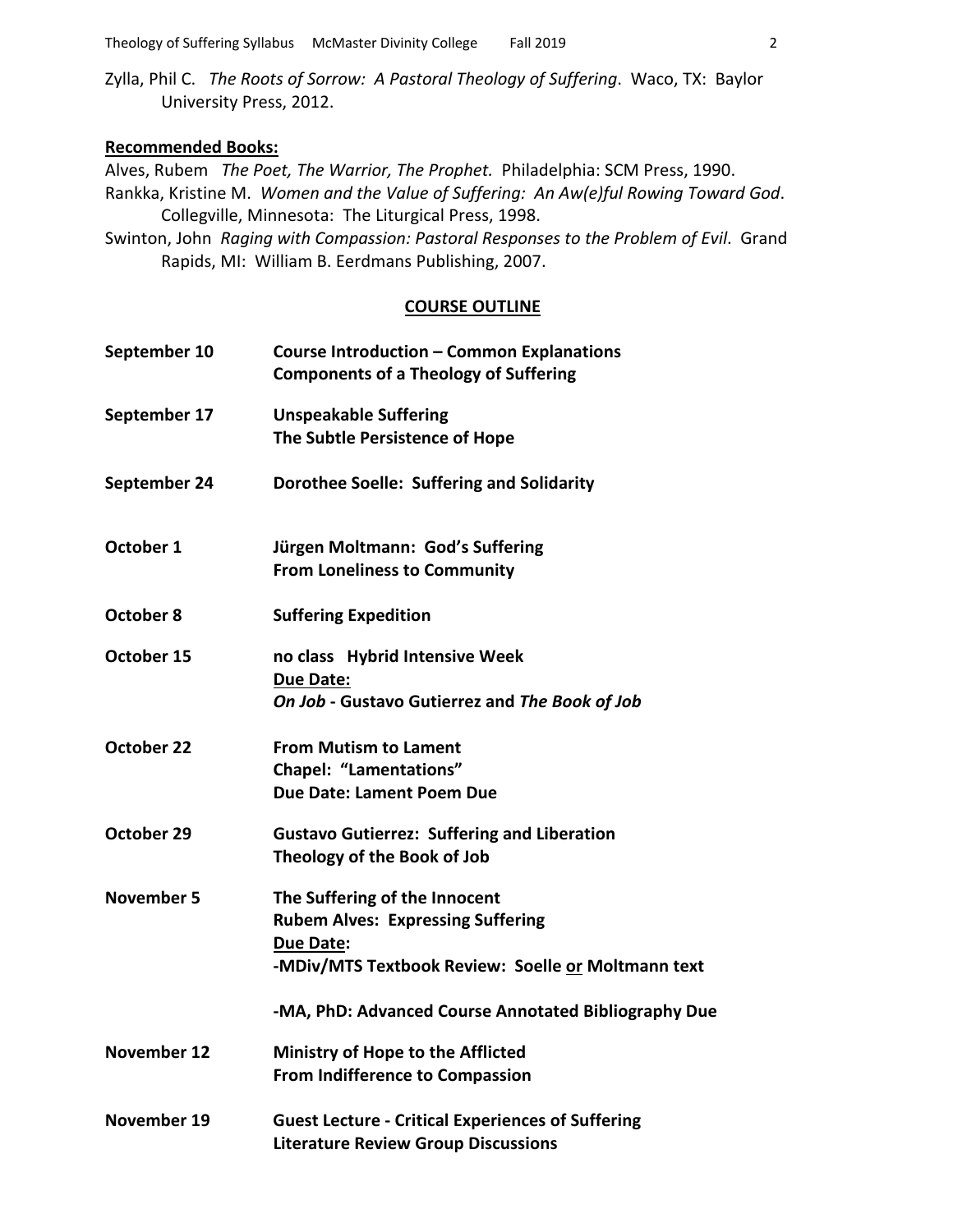Zylla, Phil C. *The Roots of Sorrow: A Pastoral Theology of Suffering*. Waco, TX: Baylor University Press, 2012.

**Recommended Books:**

Alves, Rubem *The Poet, The Warrior, The Prophet.* Philadelphia: SCM Press, 1990.

Rankka, Kristine M. *Women and the Value of Suffering: An Aw(e)ful Rowing Toward God*. Collegville, Minnesota: The Liturgical Press, 1998.

Swinton, John *Raging with Compassion: Pastoral Responses to the Problem of Evil*. Grand Rapids, MI: William B. Eerdmans Publishing, 2007.

## COURSE OUTLINE

| Date | Topic |
|---|---|
| **September 10** | **Course Introduction – Common Explanations**<br>**Components of a Theology of Suffering** |
| **September 17** | **Unspeakable Suffering**<br>**The Subtle Persistence of Hope** |
| **September 24** | **Dorothee Soelle: Suffering and Solidarity** |
| **October 1** | **Jürgen Moltmann: God's Suffering**<br>**From Loneliness to Community** |
| **October 8** | **Suffering Expedition** |
| **October 15** | **no class Hybrid Intensive Week**<br>**Due Date:**<br>***On Job* - Gustavo Gutierrez and *The Book of Job*** |
| **October 22** | **From Mutism to Lament**<br>**Chapel: "Lamentations"**<br>**Due Date: Lament Poem Due** |
| **October 29** | **Gustavo Gutierrez: Suffering and Liberation**<br>**Theology of the Book of Job** |
| **November 5** | **The Suffering of the Innocent**<br>**Rubem Alves: Expressing Suffering**<br>**Due Date:**<br>**-MDiv/MTS Textbook Review: Soelle or Moltmann text**<br><br>**-MA, PhD: Advanced Course Annotated Bibliography Due** |
| **November 12** | **Ministry of Hope to the Afflicted**<br>**From Indifference to Compassion** |
| **November 19** | **Guest Lecture - Critical Experiences of Suffering**<br>**Literature Review Group Discussions** |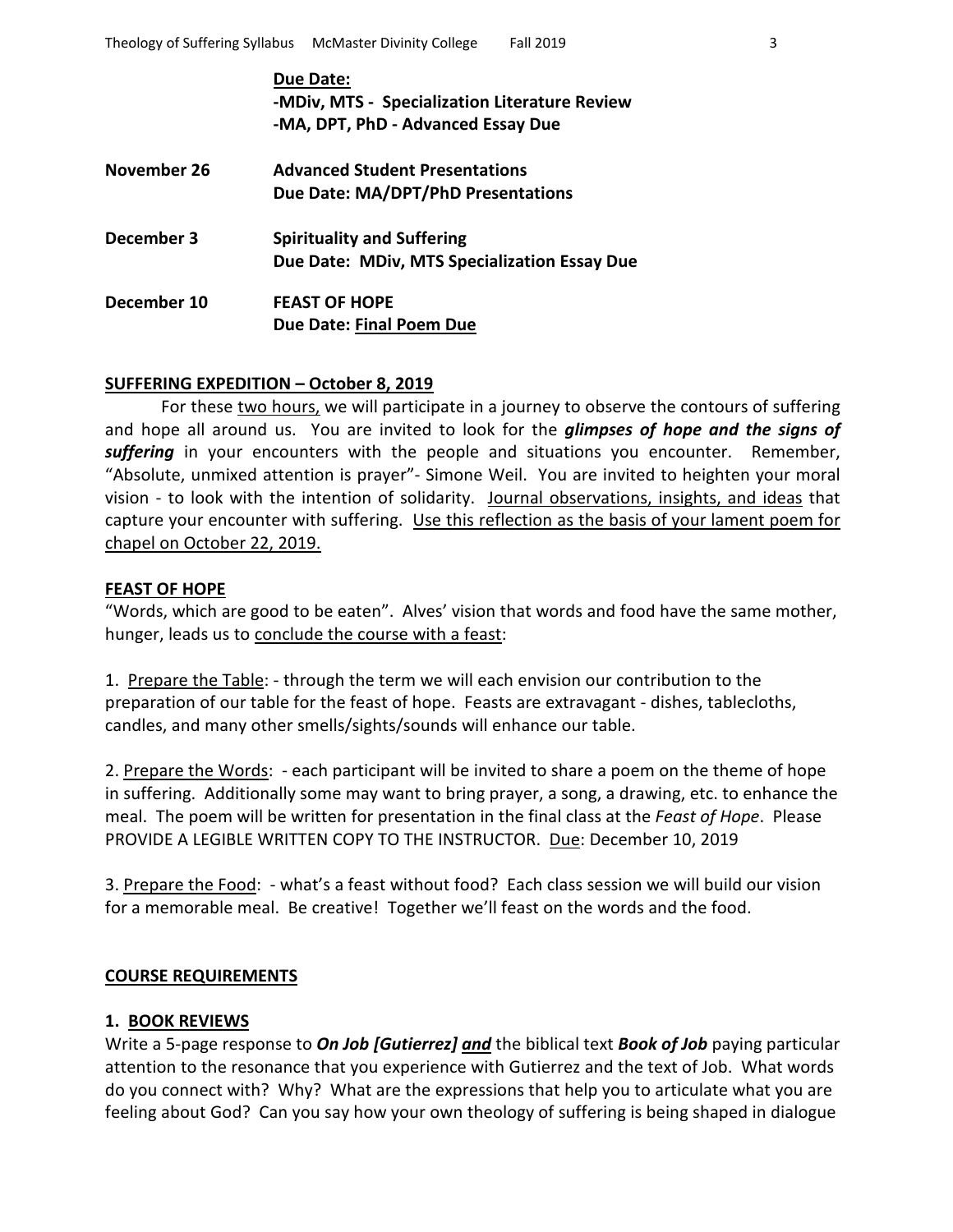| | |
|---|---|
| | **Due Date:** **-MDiv, MTS - Specialization Literature Review** **-MA, DPT, PhD - Advanced Essay Due** |
| **November 26** | **Advanced Student Presentations** **Due Date: MA/DPT/PhD Presentations** |
| **December 3** | **Spirituality and Suffering** **Due Date: MDiv, MTS Specialization Essay Due** |
| **December 10** | **FEAST OF HOPE** **Due Date: Final Poem Due** |

## SUFFERING EXPEDITION – October 8, 2019

For these two hours, we will participate in a journey to observe the contours of suffering and hope all around us. You are invited to look for the ***glimpses of hope and the signs of suffering*** in your encounters with the people and situations you encounter. Remember, "Absolute, unmixed attention is prayer"- Simone Weil. You are invited to heighten your moral vision - to look with the intention of solidarity. Journal observations, insights, and ideas that capture your encounter with suffering. Use this reflection as the basis of your lament poem for chapel on October 22, 2019.

## FEAST OF HOPE

"Words, which are good to be eaten". Alves' vision that words and food have the same mother, hunger, leads us to conclude the course with a feast:

1. Prepare the Table: - through the term we will each envision our contribution to the preparation of our table for the feast of hope. Feasts are extravagant - dishes, tablecloths, candles, and many other smells/sights/sounds will enhance our table.

2. Prepare the Words: - each participant will be invited to share a poem on the theme of hope in suffering. Additionally some may want to bring prayer, a song, a drawing, etc. to enhance the meal. The poem will be written for presentation in the final class at the *Feast of Hope*. Please PROVIDE A LEGIBLE WRITTEN COPY TO THE INSTRUCTOR. Due: December 10, 2019

3. Prepare the Food: - what's a feast without food? Each class session we will build our vision for a memorable meal. Be creative! Together we'll feast on the words and the food.

## COURSE REQUIREMENTS

### 1. BOOK REVIEWS

Write a 5-page response to ***On Job [Gutierrez] and*** the biblical text ***Book of Job*** paying particular attention to the resonance that you experience with Gutierrez and the text of Job. What words do you connect with? Why? What are the expressions that help you to articulate what you are feeling about God? Can you say how your own theology of suffering is being shaped in dialogue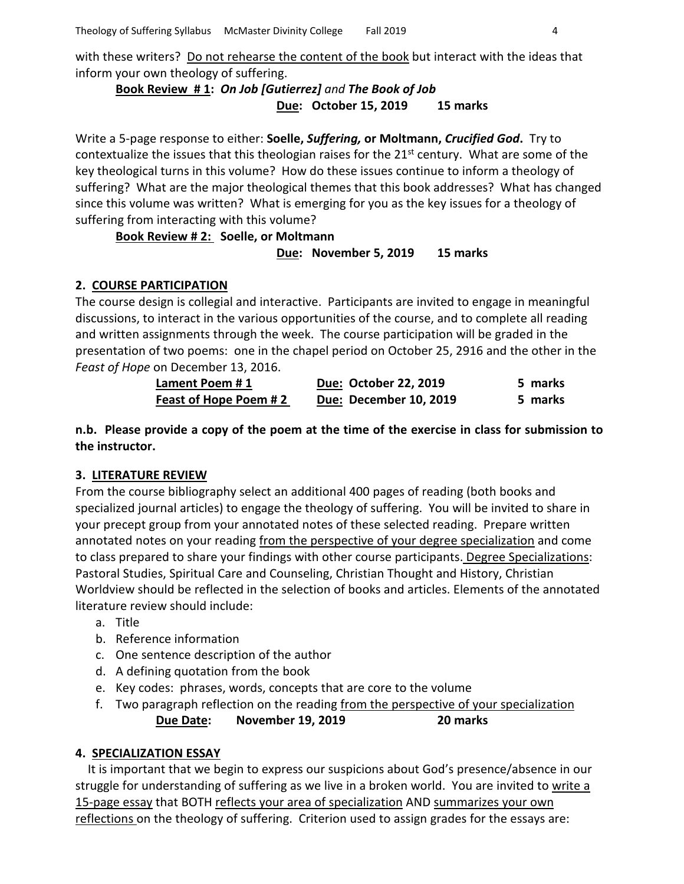with these writers? Do not rehearse the content of the book but interact with the ideas that inform your own theology of suffering.

**Book Review # 1:** ***On Job [Gutierrez]*** *and* ***The Book of Job***
**Due: October 15, 2019 15 marks**

Write a 5-page response to either: **Soelle, *Suffering,*** **or Moltmann, *Crucified God*.** Try to contextualize the issues that this theologian raises for the 21st century. What are some of the key theological turns in this volume? How do these issues continue to inform a theology of suffering? What are the major theological themes that this book addresses? What has changed since this volume was written? What is emerging for you as the key issues for a theology of suffering from interacting with this volume?

**Book Review # 2: Soelle, or Moltmann**
**Due: November 5, 2019 15 marks**

## 2. COURSE PARTICIPATION

The course design is collegial and interactive. Participants are invited to engage in meaningful discussions, to interact in the various opportunities of the course, and to complete all reading and written assignments through the week. The course participation will be graded in the presentation of two poems: one in the chapel period on October 25, 2916 and the other in the *Feast of Hope* on December 13, 2016.

| Lament Poem # 1 | Due: October 22, 2019 | 5 marks |
|---|---|---|
| Feast of Hope Poem # 2 | Due: December 10, 2019 | 5 marks |

**n.b. Please provide a copy of the poem at the time of the exercise in class for submission to the instructor.**

## 3. LITERATURE REVIEW

From the course bibliography select an additional 400 pages of reading (both books and specialized journal articles) to engage the theology of suffering. You will be invited to share in your precept group from your annotated notes of these selected reading. Prepare written annotated notes on your reading from the perspective of your degree specialization and come to class prepared to share your findings with other course participants. Degree Specializations: Pastoral Studies, Spiritual Care and Counseling, Christian Thought and History, Christian Worldview should be reflected in the selection of books and articles. Elements of the annotated literature review should include:

a. Title
b. Reference information
c. One sentence description of the author
d. A defining quotation from the book
e. Key codes: phrases, words, concepts that are core to the volume
f. Two paragraph reflection on the reading from the perspective of your specialization

**Due Date: November 19, 2019 20 marks**

## 4. SPECIALIZATION ESSAY

It is important that we begin to express our suspicions about God's presence/absence in our struggle for understanding of suffering as we live in a broken world. You are invited to write a 15-page essay that BOTH reflects your area of specialization AND summarizes your own reflections on the theology of suffering. Criterion used to assign grades for the essays are: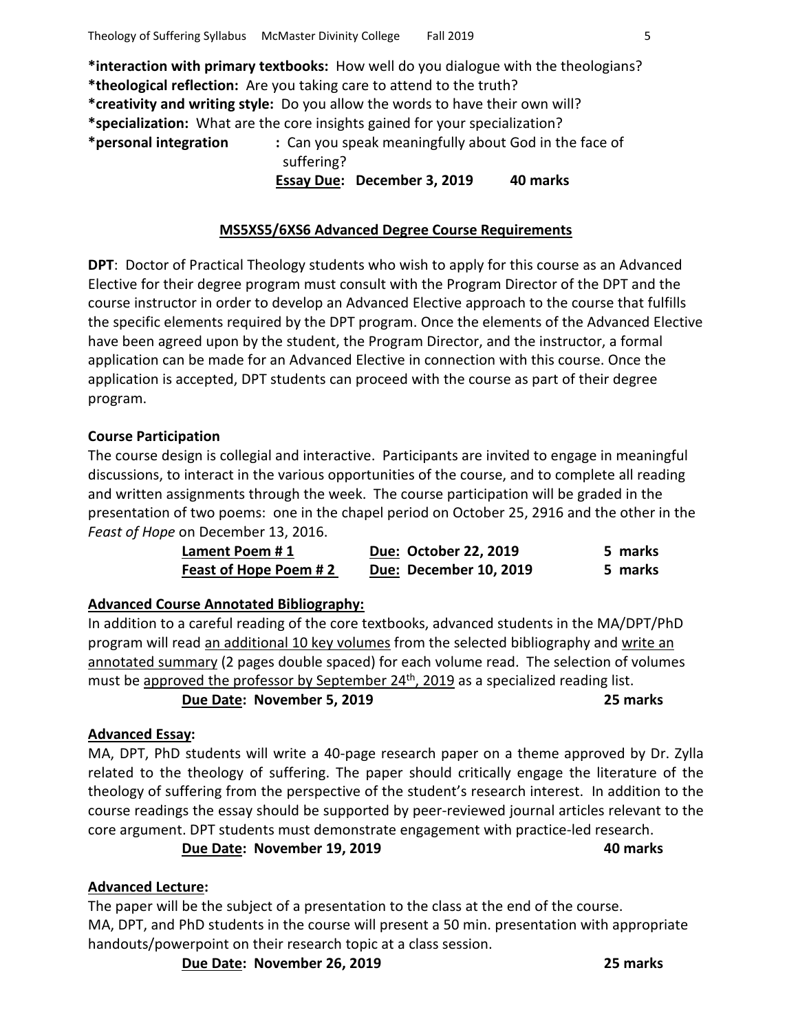***interaction with primary textbooks:** How well do you dialogue with the theologians?
***theological reflection:** Are you taking care to attend to the truth?
***creativity and writing style:** Do you allow the words to have their own will?
***specialization:** What are the core insights gained for your specialization?
***personal integration** : Can you speak meaningfully about God in the face of suffering?

**<u>Essay Due</u>: December 3, 2019 40 marks**

## <u>MS5XS5/6XS6 Advanced Degree Course Requirements</u>

**DPT**: Doctor of Practical Theology students who wish to apply for this course as an Advanced Elective for their degree program must consult with the Program Director of the DPT and the course instructor in order to develop an Advanced Elective approach to the course that fulfills the specific elements required by the DPT program. Once the elements of the Advanced Elective have been agreed upon by the student, the Program Director, and the instructor, a formal application can be made for an Advanced Elective in connection with this course. Once the application is accepted, DPT students can proceed with the course as part of their degree program.

**Course Participation**

The course design is collegial and interactive. Participants are invited to engage in meaningful discussions, to interact in the various opportunities of the course, and to complete all reading and written assignments through the week. The course participation will be graded in the presentation of two poems: one in the chapel period on October 25, 2916 and the other in the *Feast of Hope* on December 13, 2016.

| | | |
|---|---|---|
| **<u>Lament Poem # 1</u>** | **<u>Due</u>: October 22, 2019** | **5 marks** |
| **<u>Feast of Hope Poem # 2</u>** | **<u>Due</u>: December 10, 2019** | **5 marks** |

**<u>Advanced Course Annotated Bibliography:</u>**

In addition to a careful reading of the core textbooks, advanced students in the MA/DPT/PhD program will read <u>an additional 10 key volumes</u> from the selected bibliography and <u>write an annotated summary</u> (2 pages double spaced) for each volume read. The selection of volumes must be <u>approved the professor by September 24th, 2019</u> as a specialized reading list.

**<u>Due Date</u>: November 5, 2019 25 marks**

**<u>Advanced Essay</u>:**

MA, DPT, PhD students will write a 40-page research paper on a theme approved by Dr. Zylla related to the theology of suffering. The paper should critically engage the literature of the theology of suffering from the perspective of the student's research interest. In addition to the course readings the essay should be supported by peer-reviewed journal articles relevant to the core argument. DPT students must demonstrate engagement with practice-led research.

**<u>Due Date</u>: November 19, 2019 40 marks**

**<u>Advanced Lecture</u>:**

The paper will be the subject of a presentation to the class at the end of the course.
MA, DPT, and PhD students in the course will present a 50 min. presentation with appropriate handouts/powerpoint on their research topic at a class session.

**<u>Due Date</u>: November 26, 2019 25 marks**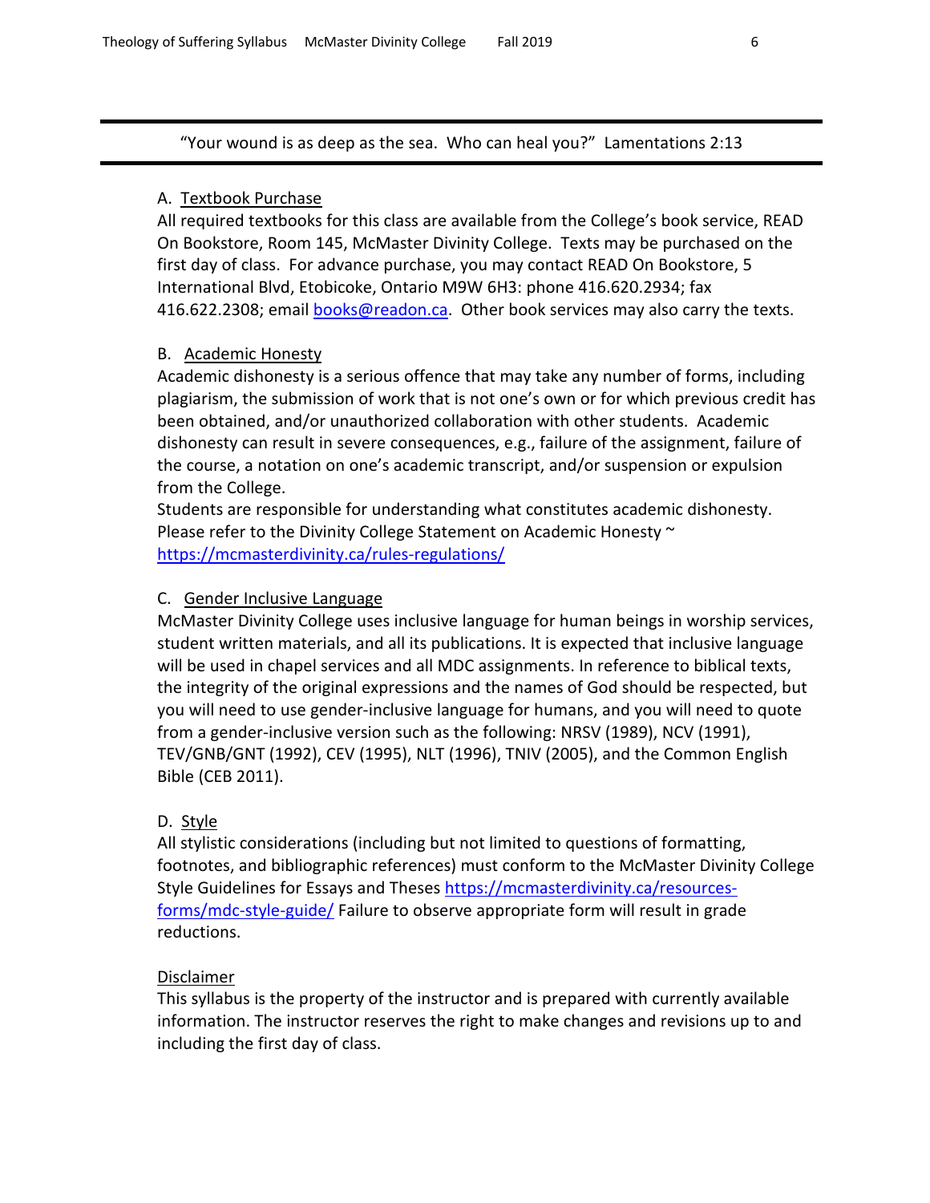"Your wound is as deep as the sea. Who can heal you?" Lamentations 2:13

---

### A. Textbook Purchase

All required textbooks for this class are available from the College's book service, READ On Bookstore, Room 145, McMaster Divinity College. Texts may be purchased on the first day of class. For advance purchase, you may contact READ On Bookstore, 5 International Blvd, Etobicoke, Ontario M9W 6H3: phone 416.620.2934; fax 416.622.2308; email books@readon.ca. Other book services may also carry the texts.

### B. Academic Honesty

Academic dishonesty is a serious offence that may take any number of forms, including plagiarism, the submission of work that is not one's own or for which previous credit has been obtained, and/or unauthorized collaboration with other students. Academic dishonesty can result in severe consequences, e.g., failure of the assignment, failure of the course, a notation on one's academic transcript, and/or suspension or expulsion from the College.

Students are responsible for understanding what constitutes academic dishonesty. Please refer to the Divinity College Statement on Academic Honesty ~ https://mcmasterdivinity.ca/rules-regulations/

### C. Gender Inclusive Language

McMaster Divinity College uses inclusive language for human beings in worship services, student written materials, and all its publications. It is expected that inclusive language will be used in chapel services and all MDC assignments. In reference to biblical texts, the integrity of the original expressions and the names of God should be respected, but you will need to use gender-inclusive language for humans, and you will need to quote from a gender-inclusive version such as the following: NRSV (1989), NCV (1991), TEV/GNB/GNT (1992), CEV (1995), NLT (1996), TNIV (2005), and the Common English Bible (CEB 2011).

### D. Style

All stylistic considerations (including but not limited to questions of formatting, footnotes, and bibliographic references) must conform to the McMaster Divinity College Style Guidelines for Essays and Theses https://mcmasterdivinity.ca/resources-forms/mdc-style-guide/ Failure to observe appropriate form will result in grade reductions.

### Disclaimer

This syllabus is the property of the instructor and is prepared with currently available information. The instructor reserves the right to make changes and revisions up to and including the first day of class.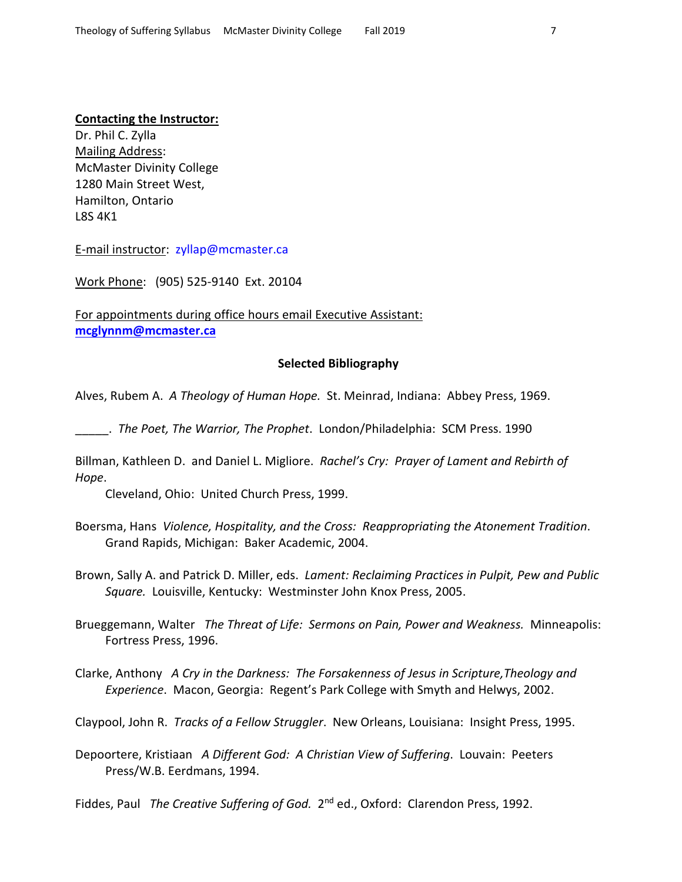**Contacting the Instructor:**
Dr. Phil C. Zylla
Mailing Address:
McMaster Divinity College
1280 Main Street West,
Hamilton, Ontario
L8S 4K1

E-mail instructor: zyllap@mcmaster.ca

Work Phone: (905) 525-9140 Ext. 20104

For appointments during office hours email Executive Assistant:
**mcglynnm@mcmaster.ca**

**Selected Bibliography**

Alves, Rubem A. *A Theology of Human Hope.* St. Meinrad, Indiana: Abbey Press, 1969.

_____. *The Poet, The Warrior, The Prophet*. London/Philadelphia: SCM Press. 1990

Billman, Kathleen D. and Daniel L. Migliore. *Rachel's Cry: Prayer of Lament and Rebirth of Hope*. Cleveland, Ohio: United Church Press, 1999.

Boersma, Hans *Violence, Hospitality, and the Cross: Reappropriating the Atonement Tradition*. Grand Rapids, Michigan: Baker Academic, 2004.

Brown, Sally A. and Patrick D. Miller, eds. *Lament: Reclaiming Practices in Pulpit, Pew and Public Square.* Louisville, Kentucky: Westminster John Knox Press, 2005.

Brueggemann, Walter *The Threat of Life: Sermons on Pain, Power and Weakness.* Minneapolis: Fortress Press, 1996.

Clarke, Anthony *A Cry in the Darkness: The Forsakenness of Jesus in Scripture,Theology and Experience*. Macon, Georgia: Regent's Park College with Smyth and Helwys, 2002.

Claypool, John R. *Tracks of a Fellow Struggler*. New Orleans, Louisiana: Insight Press, 1995.

Depoortere, Kristiaan *A Different God: A Christian View of Suffering*. Louvain: Peeters Press/W.B. Eerdmans, 1994.

Fiddes, Paul *The Creative Suffering of God.* 2nd ed., Oxford: Clarendon Press, 1992.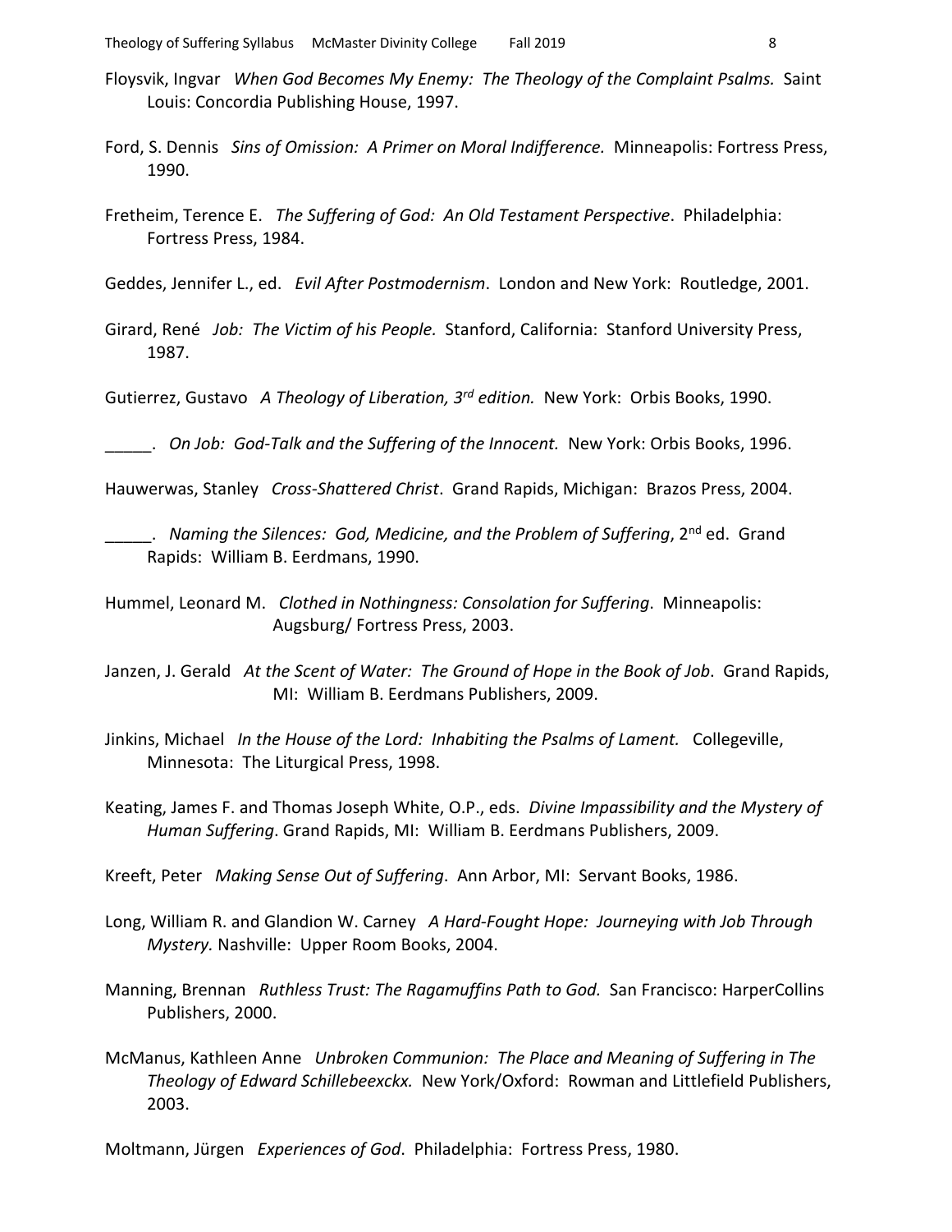Floysvik, Ingvar *When God Becomes My Enemy: The Theology of the Complaint Psalms.* Saint Louis: Concordia Publishing House, 1997.

Ford, S. Dennis *Sins of Omission: A Primer on Moral Indifference.* Minneapolis: Fortress Press, 1990.

Fretheim, Terence E. *The Suffering of God: An Old Testament Perspective*. Philadelphia: Fortress Press, 1984.

Geddes, Jennifer L., ed. *Evil After Postmodernism*. London and New York: Routledge, 2001.

Girard, René *Job: The Victim of his People.* Stanford, California: Stanford University Press, 1987.

Gutierrez, Gustavo *A Theology of Liberation, 3rd edition.* New York: Orbis Books, 1990.

_____. *On Job: God-Talk and the Suffering of the Innocent.* New York: Orbis Books, 1996.

Hauwerwas, Stanley *Cross-Shattered Christ*. Grand Rapids, Michigan: Brazos Press, 2004.

_____. *Naming the Silences: God, Medicine, and the Problem of Suffering*, 2nd ed. Grand Rapids: William B. Eerdmans, 1990.

Hummel, Leonard M. *Clothed in Nothingness: Consolation for Suffering*. Minneapolis: Augsburg/ Fortress Press, 2003.

Janzen, J. Gerald *At the Scent of Water: The Ground of Hope in the Book of Job*. Grand Rapids, MI: William B. Eerdmans Publishers, 2009.

Jinkins, Michael *In the House of the Lord: Inhabiting the Psalms of Lament.* Collegeville, Minnesota: The Liturgical Press, 1998.

Keating, James F. and Thomas Joseph White, O.P., eds. *Divine Impassibility and the Mystery of Human Suffering*. Grand Rapids, MI: William B. Eerdmans Publishers, 2009.

Kreeft, Peter *Making Sense Out of Suffering*. Ann Arbor, MI: Servant Books, 1986.

Long, William R. and Glandion W. Carney *A Hard-Fought Hope: Journeying with Job Through Mystery.* Nashville: Upper Room Books, 2004.

Manning, Brennan *Ruthless Trust: The Ragamuffins Path to God.* San Francisco: HarperCollins Publishers, 2000.

McManus, Kathleen Anne *Unbroken Communion: The Place and Meaning of Suffering in The Theology of Edward Schillebeexckx.* New York/Oxford: Rowman and Littlefield Publishers, 2003.

Moltmann, Jürgen *Experiences of God*. Philadelphia: Fortress Press, 1980.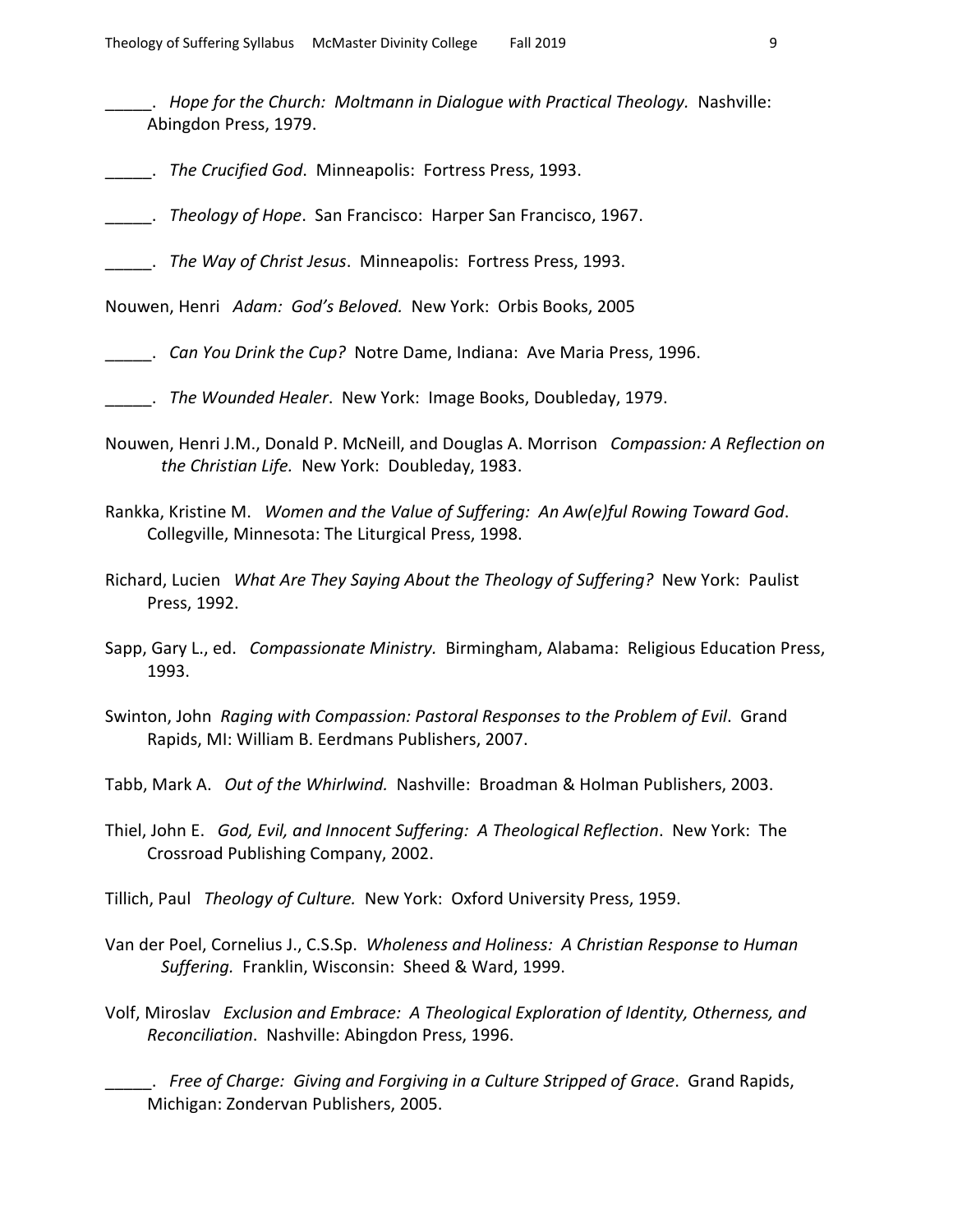_____. *Hope for the Church: Moltmann in Dialogue with Practical Theology.* Nashville: Abingdon Press, 1979.

_____. *The Crucified God*. Minneapolis: Fortress Press, 1993.

_____. *Theology of Hope*. San Francisco: Harper San Francisco, 1967.

_____. *The Way of Christ Jesus*. Minneapolis: Fortress Press, 1993.

Nouwen, Henri *Adam: God's Beloved.* New York: Orbis Books, 2005

_____. *Can You Drink the Cup?* Notre Dame, Indiana: Ave Maria Press, 1996.

_____. *The Wounded Healer*. New York: Image Books, Doubleday, 1979.

Nouwen, Henri J.M., Donald P. McNeill, and Douglas A. Morrison *Compassion: A Reflection on the Christian Life.* New York: Doubleday, 1983.

Rankka, Kristine M. *Women and the Value of Suffering: An Aw(e)ful Rowing Toward God*. Collegville, Minnesota: The Liturgical Press, 1998.

Richard, Lucien *What Are They Saying About the Theology of Suffering?* New York: Paulist Press, 1992.

Sapp, Gary L., ed. *Compassionate Ministry.* Birmingham, Alabama: Religious Education Press, 1993.

Swinton, John *Raging with Compassion: Pastoral Responses to the Problem of Evil*. Grand Rapids, MI: William B. Eerdmans Publishers, 2007.

Tabb, Mark A. *Out of the Whirlwind.* Nashville: Broadman & Holman Publishers, 2003.

Thiel, John E. *God, Evil, and Innocent Suffering: A Theological Reflection*. New York: The Crossroad Publishing Company, 2002.

Tillich, Paul *Theology of Culture.* New York: Oxford University Press, 1959.

Van der Poel, Cornelius J., C.S.Sp. *Wholeness and Holiness: A Christian Response to Human Suffering.* Franklin, Wisconsin: Sheed & Ward, 1999.

Volf, Miroslav *Exclusion and Embrace: A Theological Exploration of Identity, Otherness, and Reconciliation*. Nashville: Abingdon Press, 1996.

_____. *Free of Charge: Giving and Forgiving in a Culture Stripped of Grace*. Grand Rapids, Michigan: Zondervan Publishers, 2005.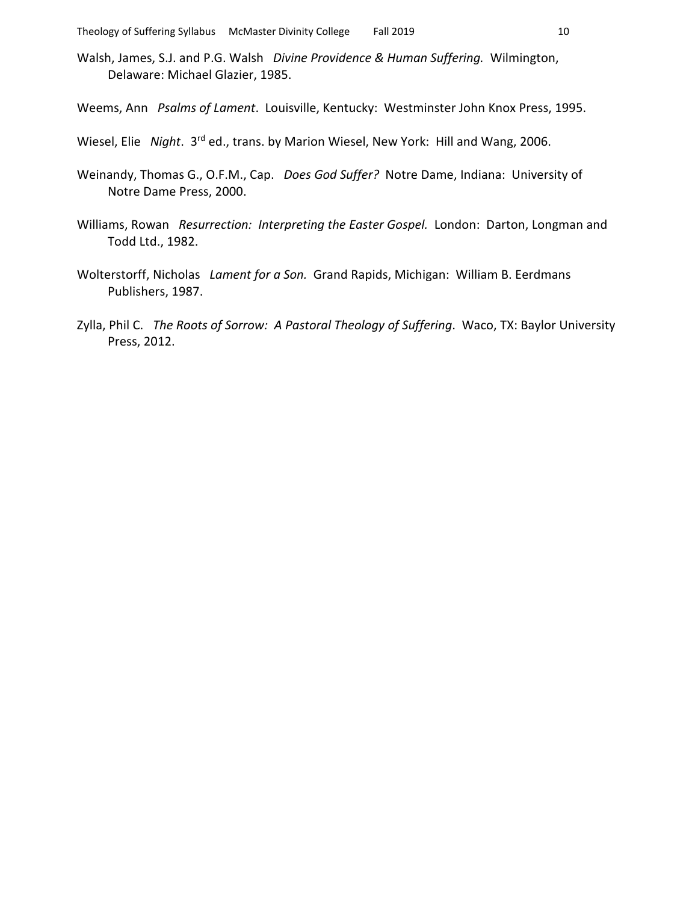Walsh, James, S.J. and P.G. Walsh *Divine Providence & Human Suffering.* Wilmington, Delaware: Michael Glazier, 1985.

Weems, Ann *Psalms of Lament*. Louisville, Kentucky: Westminster John Knox Press, 1995.

Wiesel, Elie *Night*. 3rd ed., trans. by Marion Wiesel, New York: Hill and Wang, 2006.

Weinandy, Thomas G., O.F.M., Cap. *Does God Suffer?* Notre Dame, Indiana: University of Notre Dame Press, 2000.

Williams, Rowan *Resurrection: Interpreting the Easter Gospel.* London: Darton, Longman and Todd Ltd., 1982.

Wolterstorff, Nicholas *Lament for a Son.* Grand Rapids, Michigan: William B. Eerdmans Publishers, 1987.

Zylla, Phil C. *The Roots of Sorrow: A Pastoral Theology of Suffering*. Waco, TX: Baylor University Press, 2012.